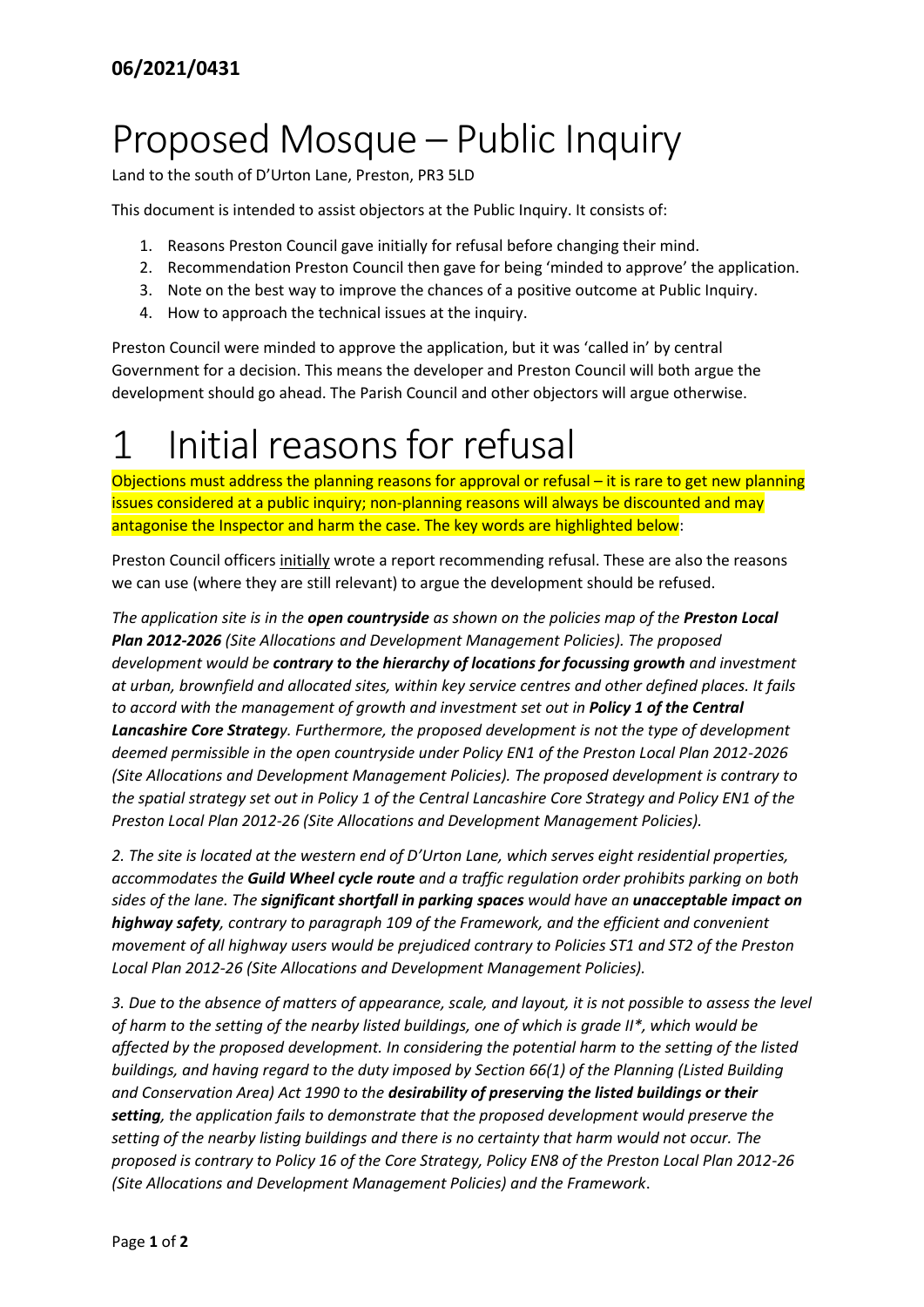## 06/2021/0431

# Proposed Mosque – Public Inquiry

Land to the south of D'Urton Lane, Preston, PR3 5LD

This document is intended to assist objectors at the Public Inquiry. It consists of:

1. Reasons Preston Council gave initially for refusal before changing their mind.
2. Recommendation Preston Council then gave for being 'minded to approve' the application.
3. Note on the best way to improve the chances of a positive outcome at Public Inquiry.
4. How to approach the technical issues at the inquiry.

Preston Council were minded to approve the application, but it was 'called in' by central Government for a decision. This means the developer and Preston Council will both argue the development should go ahead. The Parish Council and other objectors will argue otherwise.

# 1 Initial reasons for refusal

Objections must address the planning reasons for approval or refusal – it is rare to get new planning issues considered at a public inquiry; non-planning reasons will always be discounted and may antagonise the Inspector and harm the case. The key words are highlighted below:

Preston Council officers initially wrote a report recommending refusal. These are also the reasons we can use (where they are still relevant) to argue the development should be refused.

*The application site is in the **open countryside** as shown on the policies map of the **Preston Local Plan 2012-2026** (Site Allocations and Development Management Policies). The proposed development would be **contrary to the hierarchy of locations for focussing growth** and investment at urban, brownfield and allocated sites, within key service centres and other defined places. It fails to accord with the management of growth and investment set out in **Policy 1 of the Central Lancashire Core Strateg**y. Furthermore, the proposed development is not the type of development deemed permissible in the open countryside under Policy EN1 of the Preston Local Plan 2012-2026 (Site Allocations and Development Management Policies). The proposed development is contrary to the spatial strategy set out in Policy 1 of the Central Lancashire Core Strategy and Policy EN1 of the Preston Local Plan 2012-26 (Site Allocations and Development Management Policies).*

*2. The site is located at the western end of D'Urton Lane, which serves eight residential properties, accommodates the **Guild Wheel cycle route** and a traffic regulation order prohibits parking on both sides of the lane. The **significant shortfall in parking spaces** would have an **unacceptable impact on highway safety**, contrary to paragraph 109 of the Framework, and the efficient and convenient movement of all highway users would be prejudiced contrary to Policies ST1 and ST2 of the Preston Local Plan 2012-26 (Site Allocations and Development Management Policies).*

*3. Due to the absence of matters of appearance, scale, and layout, it is not possible to assess the level of harm to the setting of the nearby listed buildings, one of which is grade II\*, which would be affected by the proposed development. In considering the potential harm to the setting of the listed buildings, and having regard to the duty imposed by Section 66(1) of the Planning (Listed Building and Conservation Area) Act 1990 to the **desirability of preserving the listed buildings or their setting**, the application fails to demonstrate that the proposed development would preserve the setting of the nearby listing buildings and there is no certainty that harm would not occur. The proposed is contrary to Policy 16 of the Core Strategy, Policy EN8 of the Preston Local Plan 2012-26 (Site Allocations and Development Management Policies) and the Framework*.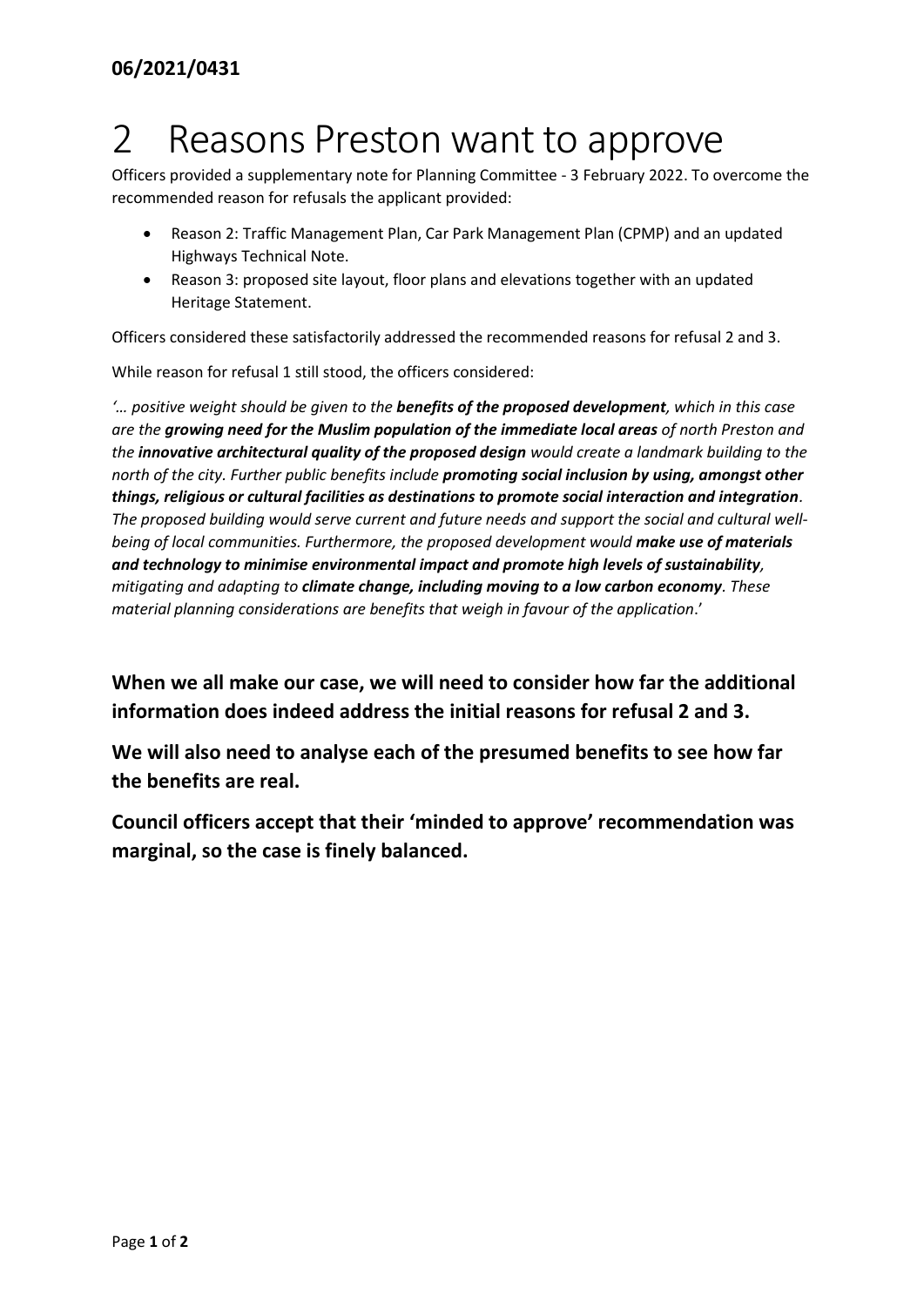**06/2021/0431**

# 2 Reasons Preston want to approve

Officers provided a supplementary note for Planning Committee - 3 February 2022. To overcome the recommended reason for refusals the applicant provided:

- Reason 2: Traffic Management Plan, Car Park Management Plan (CPMP) and an updated Highways Technical Note.
- Reason 3: proposed site layout, floor plans and elevations together with an updated Heritage Statement.

Officers considered these satisfactorily addressed the recommended reasons for refusal 2 and 3.

While reason for refusal 1 still stood, the officers considered:

*'… positive weight should be given to the **benefits of the proposed development**, which in this case are the **growing need for the Muslim population of the immediate local areas** of north Preston and the **innovative architectural quality of the proposed design** would create a landmark building to the north of the city. Further public benefits include **promoting social inclusion by using, amongst other things, religious or cultural facilities as destinations to promote social interaction and integration**. The proposed building would serve current and future needs and support the social and cultural well-being of local communities. Furthermore, the proposed development would **make use of materials and technology to minimise environmental impact and promote high levels of sustainability**, mitigating and adapting to **climate change, including moving to a low carbon economy**. These material planning considerations are benefits that weigh in favour of the application*.'

**When we all make our case, we will need to consider how far the additional information does indeed address the initial reasons for refusal 2 and 3.**

**We will also need to analyse each of the presumed benefits to see how far the benefits are real.**

**Council officers accept that their 'minded to approve' recommendation was marginal, so the case is finely balanced.**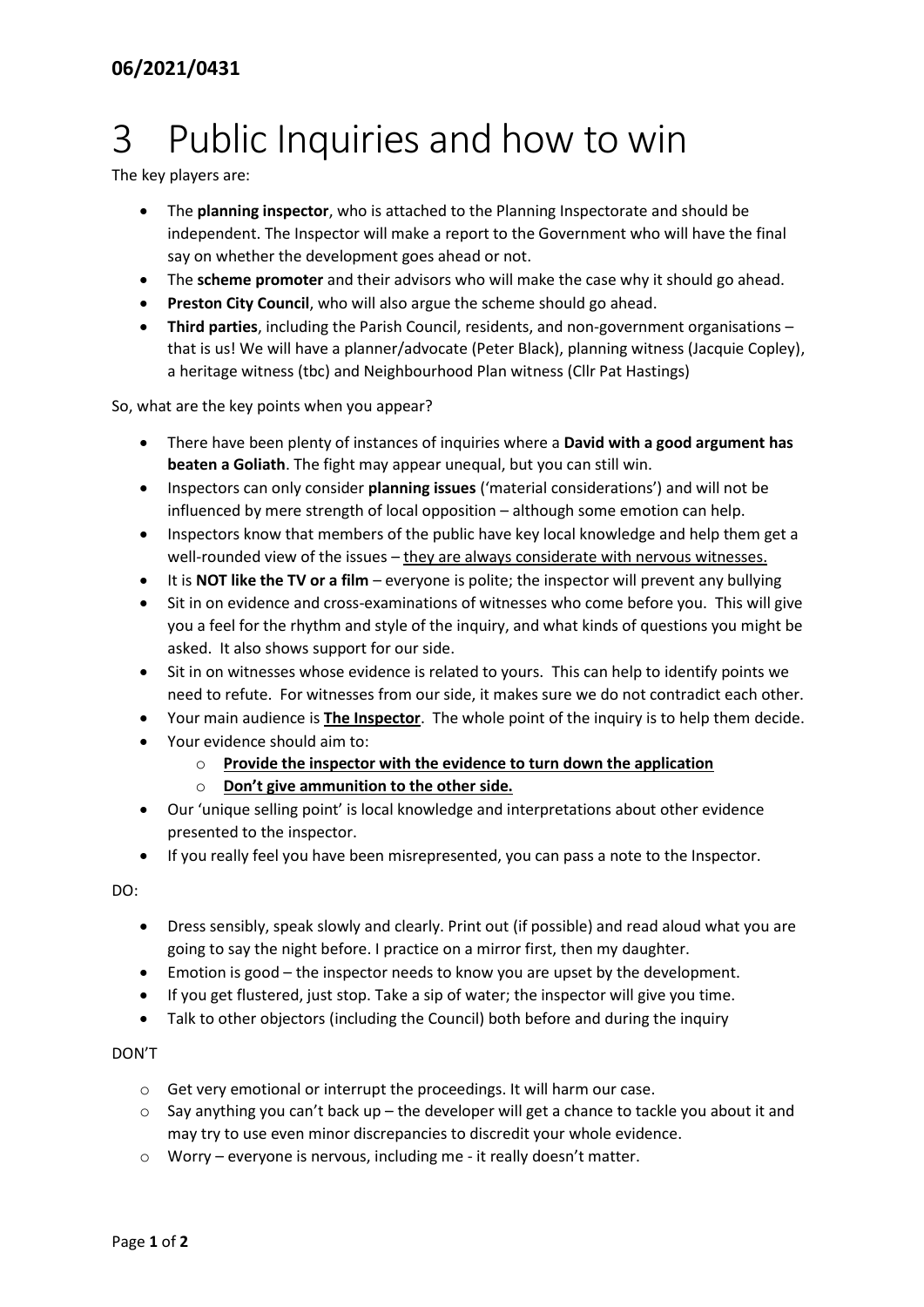**06/2021/0431**

# 3 Public Inquiries and how to win

The key players are:

- The **planning inspector**, who is attached to the Planning Inspectorate and should be independent. The Inspector will make a report to the Government who will have the final say on whether the development goes ahead or not.
- The **scheme promoter** and their advisors who will make the case why it should go ahead.
- **Preston City Council**, who will also argue the scheme should go ahead.
- **Third parties**, including the Parish Council, residents, and non-government organisations – that is us! We will have a planner/advocate (Peter Black), planning witness (Jacquie Copley), a heritage witness (tbc) and Neighbourhood Plan witness (Cllr Pat Hastings)

So, what are the key points when you appear?

- There have been plenty of instances of inquiries where a **David with a good argument has beaten a Goliath**. The fight may appear unequal, but you can still win.
- Inspectors can only consider **planning issues** ('material considerations') and will not be influenced by mere strength of local opposition – although some emotion can help.
- Inspectors know that members of the public have key local knowledge and help them get a well-rounded view of the issues – <u>they are always considerate with nervous witnesses.</u>
- It is **NOT like the TV or a film** – everyone is polite; the inspector will prevent any bullying
- Sit in on evidence and cross-examinations of witnesses who come before you. This will give you a feel for the rhythm and style of the inquiry, and what kinds of questions you might be asked. It also shows support for our side.
- Sit in on witnesses whose evidence is related to yours. This can help to identify points we need to refute. For witnesses from our side, it makes sure we do not contradict each other.
- Your main audience is **<u>The Inspector</u>**. The whole point of the inquiry is to help them decide.
- Your evidence should aim to:
  - **<u>Provide the inspector with the evidence to turn down the application</u>**
  - **<u>Don't give ammunition to the other side.</u>**
- Our 'unique selling point' is local knowledge and interpretations about other evidence presented to the inspector.
- If you really feel you have been misrepresented, you can pass a note to the Inspector.

DO:

- Dress sensibly, speak slowly and clearly. Print out (if possible) and read aloud what you are going to say the night before. I practice on a mirror first, then my daughter.
- Emotion is good – the inspector needs to know you are upset by the development.
- If you get flustered, just stop. Take a sip of water; the inspector will give you time.
- Talk to other objectors (including the Council) both before and during the inquiry

DON'T

- Get very emotional or interrupt the proceedings. It will harm our case.
- Say anything you can't back up – the developer will get a chance to tackle you about it and may try to use even minor discrepancies to discredit your whole evidence.
- Worry – everyone is nervous, including me - it really doesn't matter.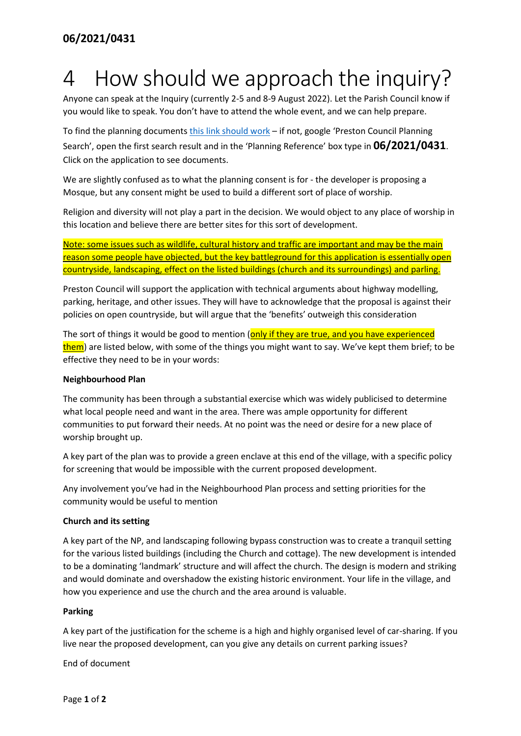**06/2021/0431**

# 4 How should we approach the inquiry?

Anyone can speak at the Inquiry (currently 2-5 and 8-9 August 2022). Let the Parish Council know if you would like to speak. You don't have to attend the whole event, and we can help prepare.

To find the planning documents this link should work – if not, google 'Preston Council Planning Search', open the first search result and in the 'Planning Reference' box type in **06/2021/0431**. Click on the application to see documents.

We are slightly confused as to what the planning consent is for - the developer is proposing a Mosque, but any consent might be used to build a different sort of place of worship.

Religion and diversity will not play a part in the decision. We would object to any place of worship in this location and believe there are better sites for this sort of development.

Note: some issues such as wildlife, cultural history and traffic are important and may be the main reason some people have objected, but the key battleground for this application is essentially open countryside, landscaping, effect on the listed buildings (church and its surroundings) and parling.

Preston Council will support the application with technical arguments about highway modelling, parking, heritage, and other issues. They will have to acknowledge that the proposal is against their policies on open countryside, but will argue that the 'benefits' outweigh this consideration

The sort of things it would be good to mention (only if they are true, and you have experienced them) are listed below, with some of the things you might want to say. We've kept them brief; to be effective they need to be in your words:

**Neighbourhood Plan**

The community has been through a substantial exercise which was widely publicised to determine what local people need and want in the area. There was ample opportunity for different communities to put forward their needs. At no point was the need or desire for a new place of worship brought up.

A key part of the plan was to provide a green enclave at this end of the village, with a specific policy for screening that would be impossible with the current proposed development.

Any involvement you've had in the Neighbourhood Plan process and setting priorities for the community would be useful to mention

**Church and its setting**

A key part of the NP, and landscaping following bypass construction was to create a tranquil setting for the various listed buildings (including the Church and cottage). The new development is intended to be a dominating 'landmark' structure and will affect the church. The design is modern and striking and would dominate and overshadow the existing historic environment. Your life in the village, and how you experience and use the church and the area around is valuable.

**Parking**

A key part of the justification for the scheme is a high and highly organised level of car-sharing. If you live near the proposed development, can you give any details on current parking issues?

End of document